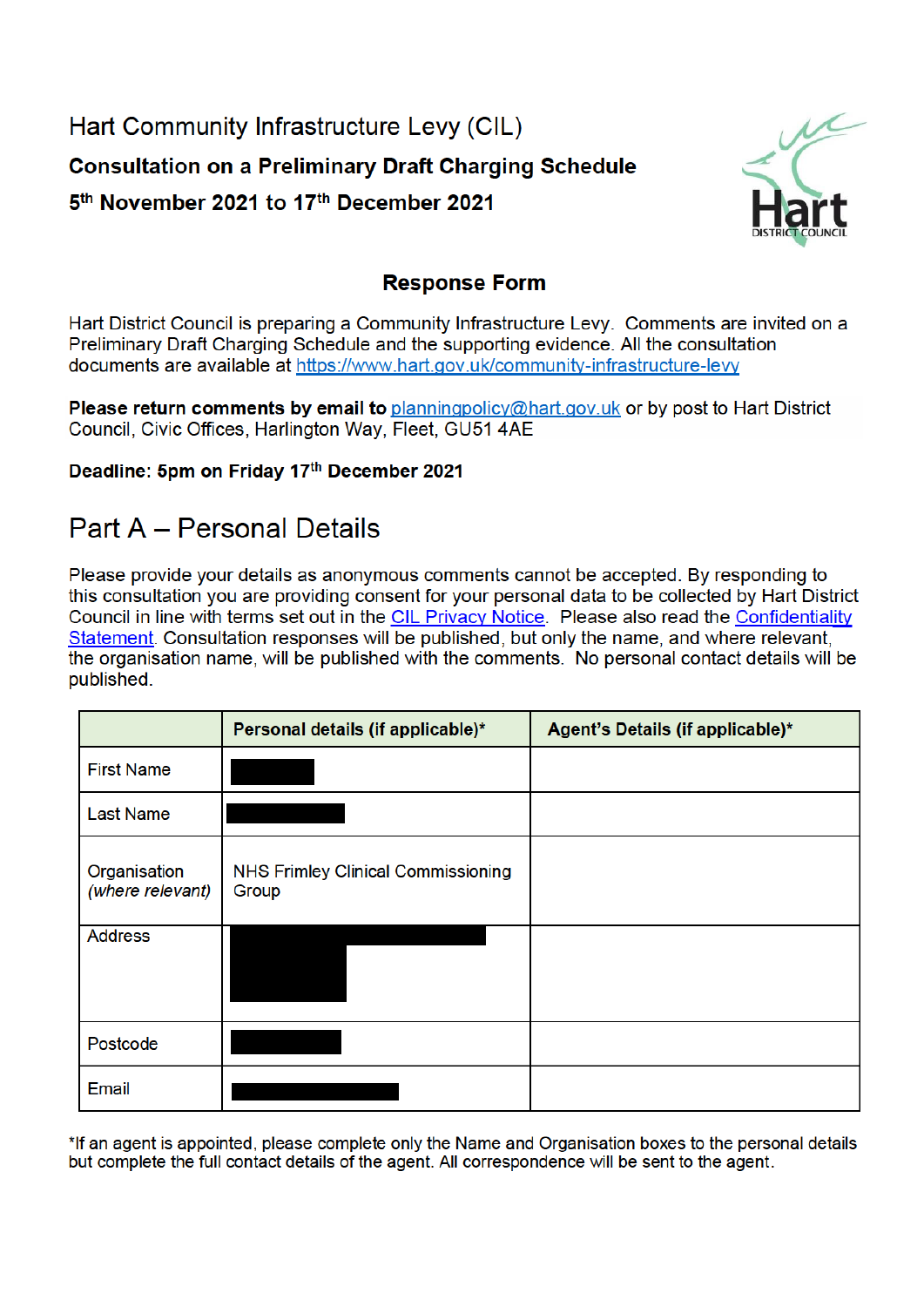Hart Community Infrastructure Levy (CIL)

**Consultation on a Preliminary Draft Charging Schedule**

**5th November 2021 to 17th December 2021**

## Response Form

Hart District Council is preparing a Community Infrastructure Levy. Comments are invited on a Preliminary Draft Charging Schedule and the supporting evidence. All the consultation documents are available at https://www.hart.gov.uk/community-infrastructure-levy

**Please return comments by email to** planningpolicy@hart.gov.uk or by post to Hart District Council, Civic Offices, Harlington Way, Fleet, GU51 4AE

**Deadline: 5pm on Friday 17th December 2021**

# Part A – Personal Details

Please provide your details as anonymous comments cannot be accepted. By responding to this consultation you are providing consent for your personal data to be collected by Hart District Council in line with terms set out in the CIL Privacy Notice. Please also read the Confidentiality Statement. Consultation responses will be published, but only the name, and where relevant, the organisation name, will be published with the comments. No personal contact details will be published.

| | Personal details (if applicable)* | Agent's Details (if applicable)* |
|---|---|---|
| First Name | [REDACTED] | |
| Last Name | [REDACTED] | |
| Organisation *(where relevant)* | NHS Frimley Clinical Commissioning Group | |
| Address | [REDACTED] | |
| Postcode | [REDACTED] | |
| Email | [REDACTED] | |

*If an agent is appointed, please complete only the Name and Organisation boxes to the personal details but complete the full contact details of the agent. All correspondence will be sent to the agent.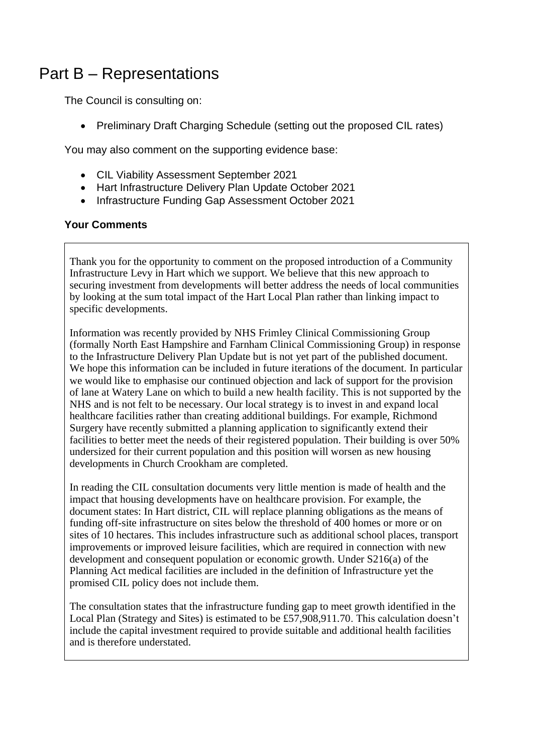# Part B – Representations

The Council is consulting on:

- Preliminary Draft Charging Schedule (setting out the proposed CIL rates)

You may also comment on the supporting evidence base:

- CIL Viability Assessment September 2021
- Hart Infrastructure Delivery Plan Update October 2021
- Infrastructure Funding Gap Assessment October 2021

**Your Comments**

Thank you for the opportunity to comment on the proposed introduction of a Community Infrastructure Levy in Hart which we support. We believe that this new approach to securing investment from developments will better address the needs of local communities by looking at the sum total impact of the Hart Local Plan rather than linking impact to specific developments.

Information was recently provided by NHS Frimley Clinical Commissioning Group (formally North East Hampshire and Farnham Clinical Commissioning Group) in response to the Infrastructure Delivery Plan Update but is not yet part of the published document. We hope this information can be included in future iterations of the document. In particular we would like to emphasise our continued objection and lack of support for the provision of lane at Watery Lane on which to build a new health facility. This is not supported by the NHS and is not felt to be necessary. Our local strategy is to invest in and expand local healthcare facilities rather than creating additional buildings. For example, Richmond Surgery have recently submitted a planning application to significantly extend their facilities to better meet the needs of their registered population. Their building is over 50% undersized for their current population and this position will worsen as new housing developments in Church Crookham are completed.

In reading the CIL consultation documents very little mention is made of health and the impact that housing developments have on healthcare provision. For example, the document states: In Hart district, CIL will replace planning obligations as the means of funding off-site infrastructure on sites below the threshold of 400 homes or more or on sites of 10 hectares. This includes infrastructure such as additional school places, transport improvements or improved leisure facilities, which are required in connection with new development and consequent population or economic growth. Under S216(a) of the Planning Act medical facilities are included in the definition of Infrastructure yet the promised CIL policy does not include them.

The consultation states that the infrastructure funding gap to meet growth identified in the Local Plan (Strategy and Sites) is estimated to be £57,908,911.70. This calculation doesn't include the capital investment required to provide suitable and additional health facilities and is therefore understated.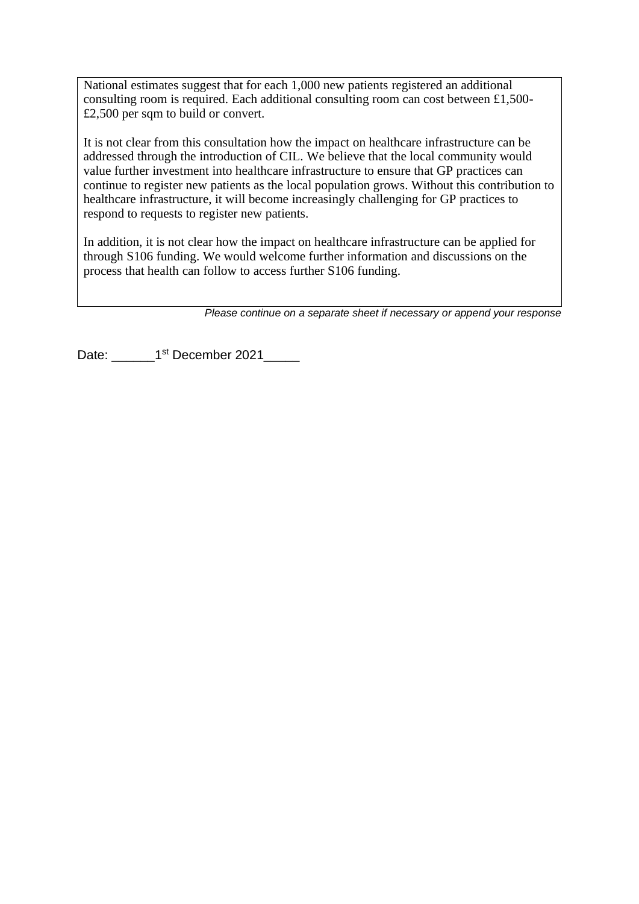National estimates suggest that for each 1,000 new patients registered an additional consulting room is required. Each additional consulting room can cost between £1,500-£2,500 per sqm to build or convert.

It is not clear from this consultation how the impact on healthcare infrastructure can be addressed through the introduction of CIL. We believe that the local community would value further investment into healthcare infrastructure to ensure that GP practices can continue to register new patients as the local population grows. Without this contribution to healthcare infrastructure, it will become increasingly challenging for GP practices to respond to requests to register new patients.

In addition, it is not clear how the impact on healthcare infrastructure can be applied for through S106 funding. We would welcome further information and discussions on the process that health can follow to access further S106 funding.

*Please continue on a separate sheet if necessary or append your response*

Date: ______1st December 2021_____